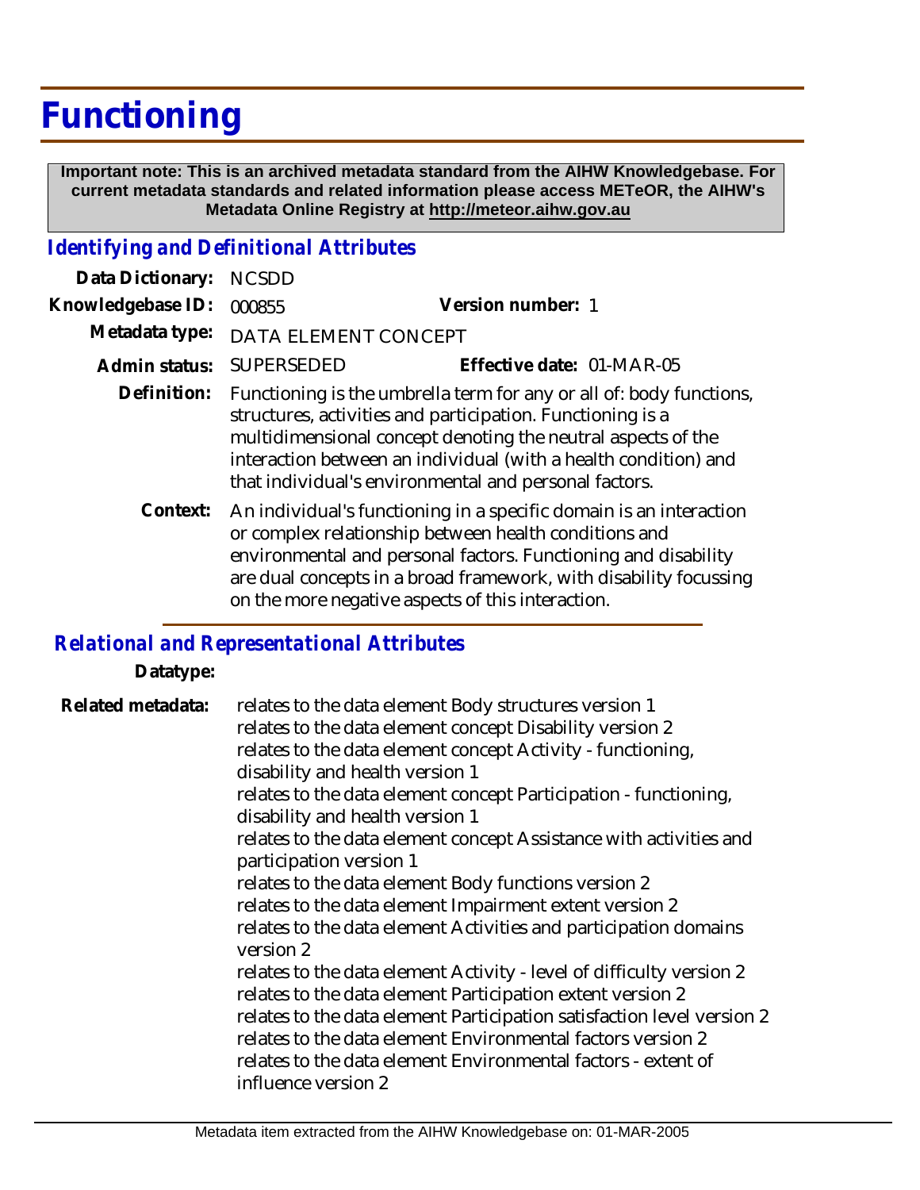# Functioning

**Important note: This is an archived metadata standard from the AIHW Knowledgebase. For current metadata standards and related information please access METeOR, the AIHW's Metadata Online Registry at http://meteor.aihw.gov.au**

## *Identifying and Definitional Attributes*

**Data Dictionary:** NCSDD

**Knowledgebase ID:** 000855 **Version number:** 1

**Metadata type:** DATA ELEMENT CONCEPT

**Admin status:** SUPERSEDED **Effective date:** 01-MAR-05

**Definition:** Functioning is the umbrella term for any or all of: body functions, structures, activities and participation. Functioning is a multidimensional concept denoting the neutral aspects of the interaction between an individual (with a health condition) and that individual's environmental and personal factors.

**Context:** An individual's functioning in a specific domain is an interaction or complex relationship between health conditions and environmental and personal factors. Functioning and disability are dual concepts in a broad framework, with disability focussing on the more negative aspects of this interaction.

## *Relational and Representational Attributes*

**Datatype:**

**Related metadata:**
relates to the data element Body structures version 1
relates to the data element concept Disability version 2
relates to the data element concept Activity - functioning, disability and health version 1
relates to the data element concept Participation - functioning, disability and health version 1
relates to the data element concept Assistance with activities and participation version 1
relates to the data element Body functions version 2
relates to the data element Impairment extent version 2
relates to the data element Activities and participation domains version 2
relates to the data element Activity - level of difficulty version 2
relates to the data element Participation extent version 2
relates to the data element Participation satisfaction level version 2
relates to the data element Environmental factors version 2
relates to the data element Environmental factors - extent of influence version 2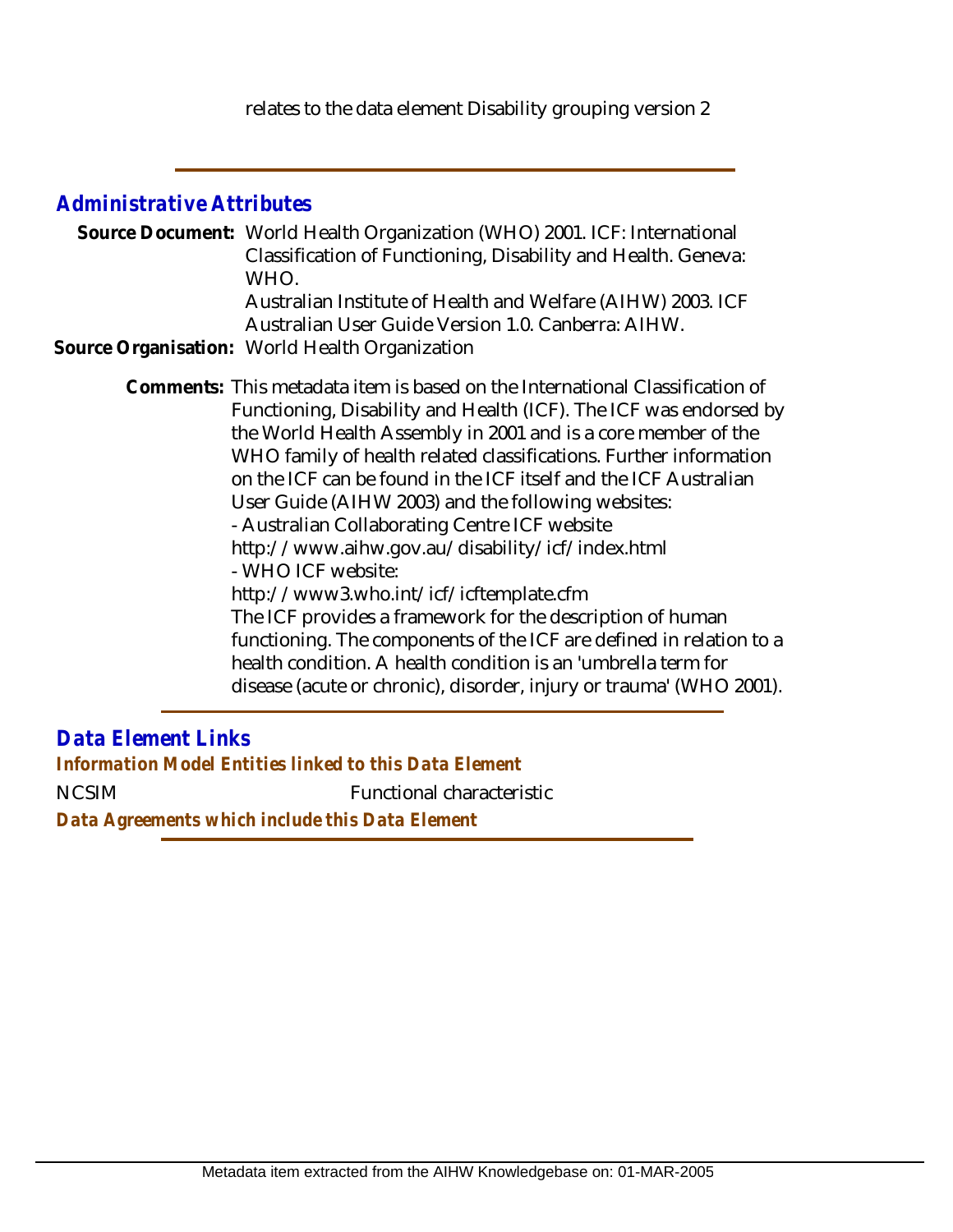relates to the data element Disability grouping version 2

## Administrative Attributes

**Source Document:** World Health Organization (WHO) 2001. ICF: International Classification of Functioning, Disability and Health. Geneva: WHO.
Australian Institute of Health and Welfare (AIHW) 2003. ICF Australian User Guide Version 1.0. Canberra: AIHW.

**Source Organisation:** World Health Organization

**Comments:** This metadata item is based on the International Classification of Functioning, Disability and Health (ICF). The ICF was endorsed by the World Health Assembly in 2001 and is a core member of the WHO family of health related classifications. Further information on the ICF can be found in the ICF itself and the ICF Australian User Guide (AIHW 2003) and the following websites:
- Australian Collaborating Centre ICF website
http://www.aihw.gov.au/disability/icf/index.html
- WHO ICF website:
http://www3.who.int/icf/icftemplate.cfm
The ICF provides a framework for the description of human functioning. The components of the ICF are defined in relation to a health condition. A health condition is an 'umbrella term for disease (acute or chronic), disorder, injury or trauma' (WHO 2001).

## Data Element Links

### Information Model Entities linked to this Data Element

NCSIM Functional characteristic

### Data Agreements which include this Data Element

Metadata item extracted from the AIHW Knowledgebase on: 01-MAR-2005